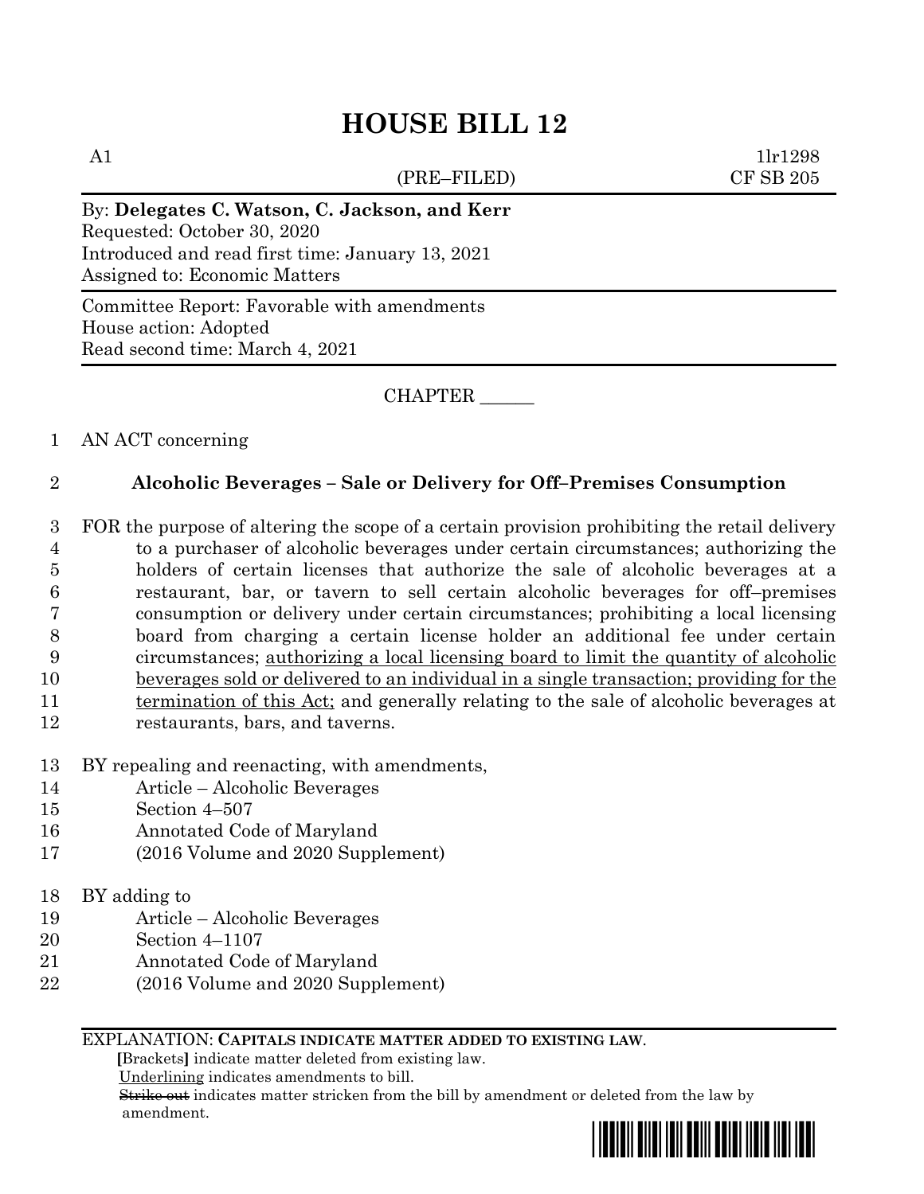# HOUSE BILL 12

A1 1lr1298
(PRE–FILED) CF SB 205

By: **Delegates C. Watson, C. Jackson, and Kerr**
Requested: October 30, 2020
Introduced and read first time: January 13, 2021
Assigned to: Economic Matters

Committee Report: Favorable with amendments
House action: Adopted
Read second time: March 4, 2021

CHAPTER ______

AN ACT concerning

**Alcoholic Beverages – Sale or Delivery for Off–Premises Consumption**

FOR the purpose of altering the scope of a certain provision prohibiting the retail delivery to a purchaser of alcoholic beverages under certain circumstances; authorizing the holders of certain licenses that authorize the sale of alcoholic beverages at a restaurant, bar, or tavern to sell certain alcoholic beverages for off–premises consumption or delivery under certain circumstances; prohibiting a local licensing board from charging a certain license holder an additional fee under certain circumstances; <u>authorizing a local licensing board to limit the quantity of alcoholic beverages sold or delivered to an individual in a single transaction; providing for the termination of this Act;</u> and generally relating to the sale of alcoholic beverages at restaurants, bars, and taverns.

BY repealing and reenacting, with amendments,
Article – Alcoholic Beverages
Section 4–507
Annotated Code of Maryland
(2016 Volume and 2020 Supplement)

BY adding to
Article – Alcoholic Beverages
Section 4–1107
Annotated Code of Maryland
(2016 Volume and 2020 Supplement)

EXPLANATION: **CAPITALS INDICATE MATTER ADDED TO EXISTING LAW.**
**[**Brackets**]** indicate matter deleted from existing law.
<u>Underlining</u> indicates amendments to bill.
~~Strike out~~ indicates matter stricken from the bill by amendment or deleted from the law by amendment.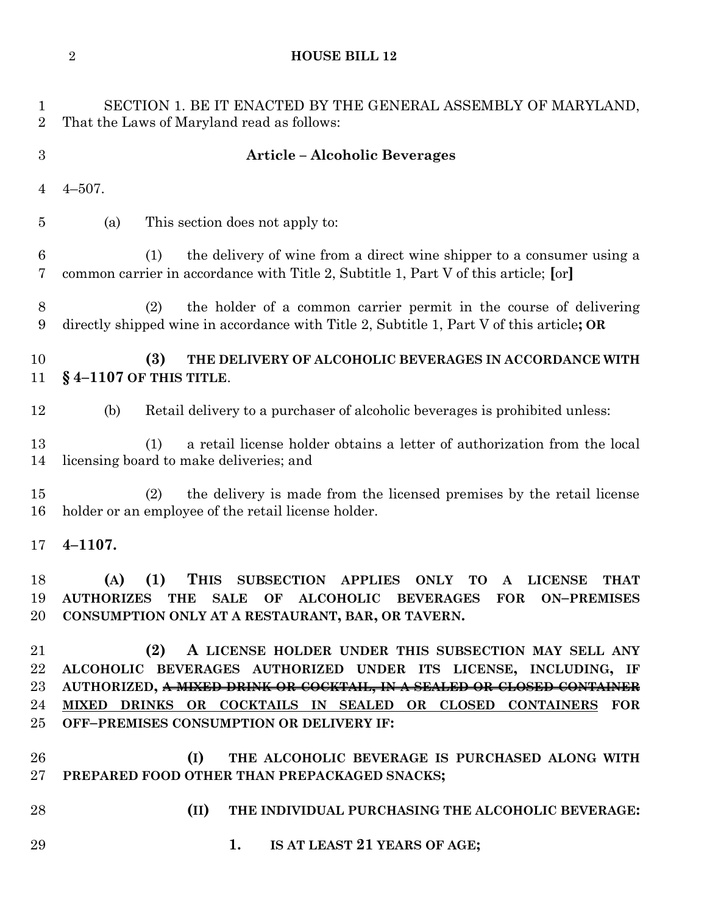SECTION 1. BE IT ENACTED BY THE GENERAL ASSEMBLY OF MARYLAND, That the Laws of Maryland read as follows:

**Article – Alcoholic Beverages**

4–507.

(a) This section does not apply to:

(1) the delivery of wine from a direct wine shipper to a consumer using a common carrier in accordance with Title 2, Subtitle 1, Part V of this article; **[**or**]**

(2) the holder of a common carrier permit in the course of delivering directly shipped wine in accordance with Title 2, Subtitle 1, Part V of this article**; OR**

**(3) THE DELIVERY OF ALCOHOLIC BEVERAGES IN ACCORDANCE WITH § 4–1107 OF THIS TITLE**.

(b) Retail delivery to a purchaser of alcoholic beverages is prohibited unless:

(1) a retail license holder obtains a letter of authorization from the local licensing board to make deliveries; and

(2) the delivery is made from the licensed premises by the retail license holder or an employee of the retail license holder.

**4–1107.**

**(A) (1) THIS SUBSECTION APPLIES ONLY TO A LICENSE THAT AUTHORIZES THE SALE OF ALCOHOLIC BEVERAGES FOR ON–PREMISES CONSUMPTION ONLY AT A RESTAURANT, BAR, OR TAVERN.**

**(2) A LICENSE HOLDER UNDER THIS SUBSECTION MAY SELL ANY ALCOHOLIC BEVERAGES AUTHORIZED UNDER ITS LICENSE, INCLUDING, IF AUTHORIZED, ~~A MIXED DRINK OR COCKTAIL, IN A SEALED OR CLOSED CONTAINER~~ <u>MIXED DRINKS OR COCKTAILS IN SEALED OR CLOSED CONTAINERS</u> FOR OFF–PREMISES CONSUMPTION OR DELIVERY IF:**

**(I) THE ALCOHOLIC BEVERAGE IS PURCHASED ALONG WITH PREPARED FOOD OTHER THAN PREPACKAGED SNACKS;**

**(II) THE INDIVIDUAL PURCHASING THE ALCOHOLIC BEVERAGE:**

**1. IS AT LEAST 21 YEARS OF AGE;**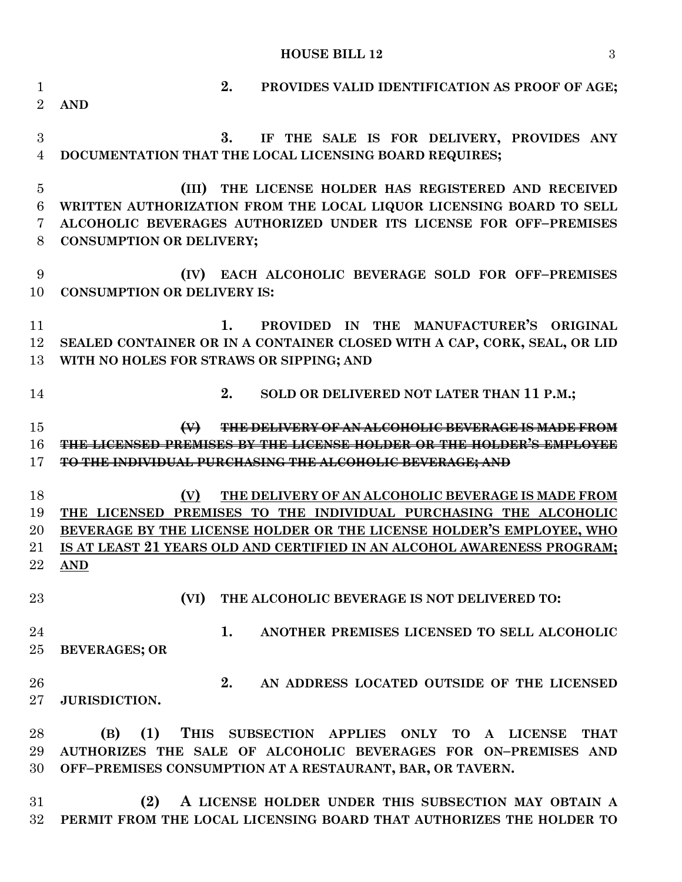**2. PROVIDES VALID IDENTIFICATION AS PROOF OF AGE; AND**

**3. IF THE SALE IS FOR DELIVERY, PROVIDES ANY DOCUMENTATION THAT THE LOCAL LICENSING BOARD REQUIRES;**

**(III) THE LICENSE HOLDER HAS REGISTERED AND RECEIVED WRITTEN AUTHORIZATION FROM THE LOCAL LIQUOR LICENSING BOARD TO SELL ALCOHOLIC BEVERAGES AUTHORIZED UNDER ITS LICENSE FOR OFF–PREMISES CONSUMPTION OR DELIVERY;**

**(IV) EACH ALCOHOLIC BEVERAGE SOLD FOR OFF–PREMISES CONSUMPTION OR DELIVERY IS:**

**1. PROVIDED IN THE MANUFACTURER'S ORIGINAL SEALED CONTAINER OR IN A CONTAINER CLOSED WITH A CAP, CORK, SEAL, OR LID WITH NO HOLES FOR STRAWS OR SIPPING; AND**

**2. SOLD OR DELIVERED NOT LATER THAN 11 P.M.;**

~~**(V) THE DELIVERY OF AN ALCOHOLIC BEVERAGE IS MADE FROM THE LICENSED PREMISES BY THE LICENSE HOLDER OR THE HOLDER'S EMPLOYEE TO THE INDIVIDUAL PURCHASING THE ALCOHOLIC BEVERAGE; AND**~~

<u>**(V) THE DELIVERY OF AN ALCOHOLIC BEVERAGE IS MADE FROM THE LICENSED PREMISES TO THE INDIVIDUAL PURCHASING THE ALCOHOLIC BEVERAGE BY THE LICENSE HOLDER OR THE LICENSE HOLDER'S EMPLOYEE, WHO IS AT LEAST 21 YEARS OLD AND CERTIFIED IN AN ALCOHOL AWARENESS PROGRAM; AND**</u>

**(VI) THE ALCOHOLIC BEVERAGE IS NOT DELIVERED TO:**

**1. ANOTHER PREMISES LICENSED TO SELL ALCOHOLIC BEVERAGES; OR**

**2. AN ADDRESS LOCATED OUTSIDE OF THE LICENSED JURISDICTION.**

**(B) (1) THIS SUBSECTION APPLIES ONLY TO A LICENSE THAT AUTHORIZES THE SALE OF ALCOHOLIC BEVERAGES FOR ON–PREMISES AND OFF–PREMISES CONSUMPTION AT A RESTAURANT, BAR, OR TAVERN.**

**(2) A LICENSE HOLDER UNDER THIS SUBSECTION MAY OBTAIN A PERMIT FROM THE LOCAL LICENSING BOARD THAT AUTHORIZES THE HOLDER TO**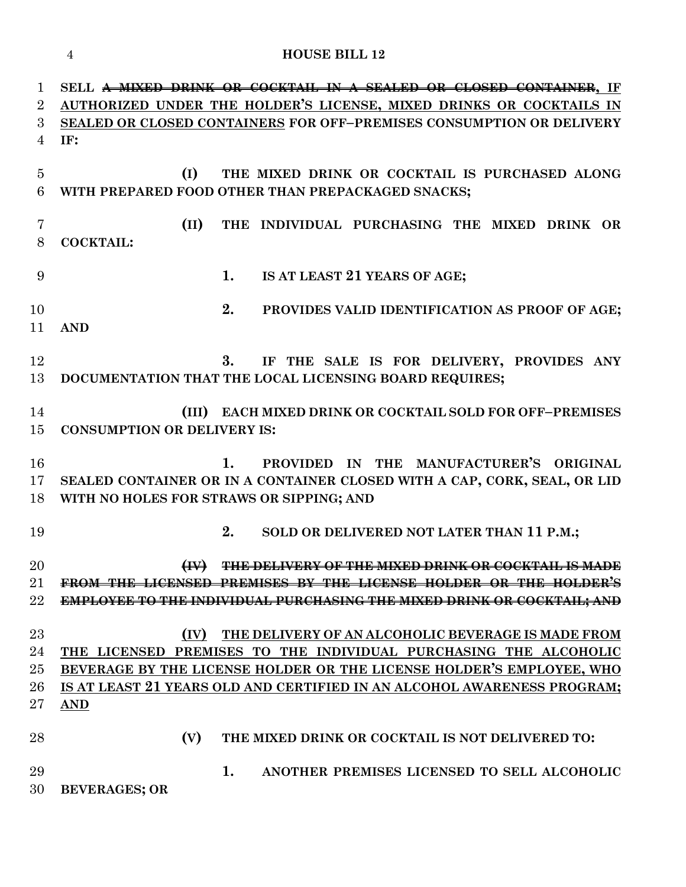SELL ~~A MIXED DRINK OR COCKTAIL IN A SEALED OR CLOSED CONTAINER~~, IF AUTHORIZED UNDER THE HOLDER'S LICENSE, MIXED DRINKS OR COCKTAILS IN SEALED OR CLOSED CONTAINERS FOR OFF–PREMISES CONSUMPTION OR DELIVERY IF:

(I) THE MIXED DRINK OR COCKTAIL IS PURCHASED ALONG WITH PREPARED FOOD OTHER THAN PREPACKAGED SNACKS;

(II) THE INDIVIDUAL PURCHASING THE MIXED DRINK OR COCKTAIL:

1. IS AT LEAST 21 YEARS OF AGE;

2. PROVIDES VALID IDENTIFICATION AS PROOF OF AGE; AND

3. IF THE SALE IS FOR DELIVERY, PROVIDES ANY DOCUMENTATION THAT THE LOCAL LICENSING BOARD REQUIRES;

(III) EACH MIXED DRINK OR COCKTAIL SOLD FOR OFF–PREMISES CONSUMPTION OR DELIVERY IS:

1. PROVIDED IN THE MANUFACTURER'S ORIGINAL SEALED CONTAINER OR IN A CONTAINER CLOSED WITH A CAP, CORK, SEAL, OR LID WITH NO HOLES FOR STRAWS OR SIPPING; AND

2. SOLD OR DELIVERED NOT LATER THAN 11 P.M.;

~~(IV) THE DELIVERY OF THE MIXED DRINK OR COCKTAIL IS MADE FROM THE LICENSED PREMISES BY THE LICENSE HOLDER OR THE HOLDER'S EMPLOYEE TO THE INDIVIDUAL PURCHASING THE MIXED DRINK OR COCKTAIL; AND~~

<u>(IV) THE DELIVERY OF AN ALCOHOLIC BEVERAGE IS MADE FROM THE LICENSED PREMISES TO THE INDIVIDUAL PURCHASING THE ALCOHOLIC BEVERAGE BY THE LICENSE HOLDER OR THE LICENSE HOLDER'S EMPLOYEE, WHO IS AT LEAST 21 YEARS OLD AND CERTIFIED IN AN ALCOHOL AWARENESS PROGRAM; AND</u>

(V) THE MIXED DRINK OR COCKTAIL IS NOT DELIVERED TO:

1. ANOTHER PREMISES LICENSED TO SELL ALCOHOLIC BEVERAGES; OR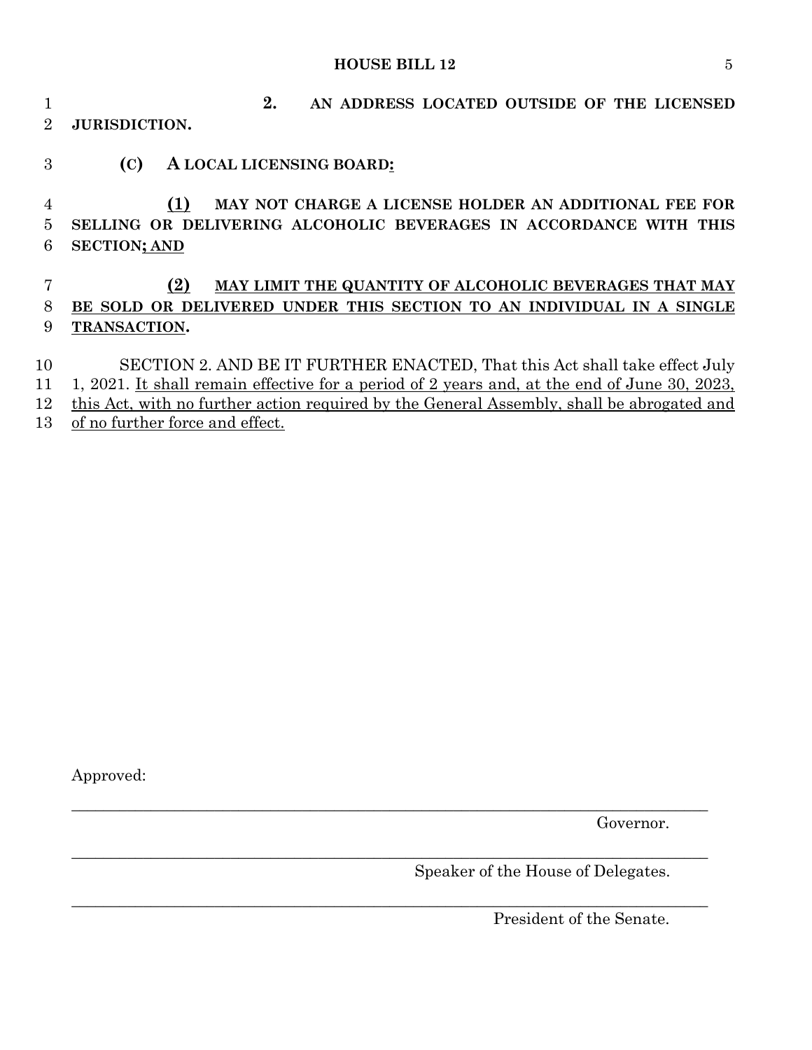**2. AN ADDRESS LOCATED OUTSIDE OF THE LICENSED JURISDICTION.**

**(C) A LOCAL LICENSING BOARD:**

**(1) MAY NOT CHARGE A LICENSE HOLDER AN ADDITIONAL FEE FOR SELLING OR DELIVERING ALCOHOLIC BEVERAGES IN ACCORDANCE WITH THIS SECTION; AND**

**(2) MAY LIMIT THE QUANTITY OF ALCOHOLIC BEVERAGES THAT MAY BE SOLD OR DELIVERED UNDER THIS SECTION TO AN INDIVIDUAL IN A SINGLE TRANSACTION.**

SECTION 2. AND BE IT FURTHER ENACTED, That this Act shall take effect July 1, 2021. It shall remain effective for a period of 2 years and, at the end of June 30, 2023, this Act, with no further action required by the General Assembly, shall be abrogated and of no further force and effect.

Approved:

\_\_\_\_\_\_\_\_\_\_\_\_\_\_\_\_\_\_\_\_\_\_\_\_\_\_\_\_\_\_\_\_\_\_\_\_\_\_\_\_\_\_\_\_\_\_\_\_\_\_\_\_

Governor.

\_\_\_\_\_\_\_\_\_\_\_\_\_\_\_\_\_\_\_\_\_\_\_\_\_\_\_\_\_\_\_\_\_\_\_\_\_\_\_\_\_\_\_\_\_\_\_\_\_\_\_\_

Speaker of the House of Delegates.

\_\_\_\_\_\_\_\_\_\_\_\_\_\_\_\_\_\_\_\_\_\_\_\_\_\_\_\_\_\_\_\_\_\_\_\_\_\_\_\_\_\_\_\_\_\_\_\_\_\_\_\_

President of the Senate.